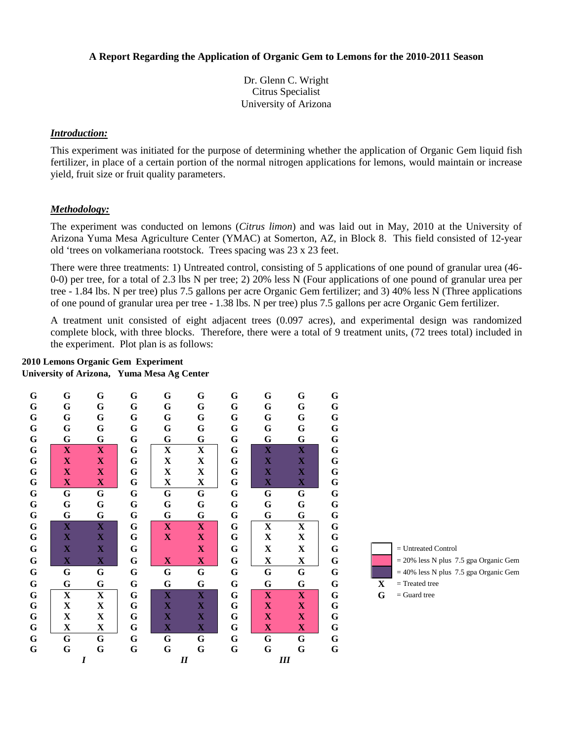# A Report Regarding the Application of Organic Gem to Lemons for the 2010-2011 Season

Dr. Glenn C. Wright
Citrus Specialist
University of Arizona

## *Introduction:*

This experiment was initiated for the purpose of determining whether the application of Organic Gem liquid fish fertilizer, in place of a certain portion of the normal nitrogen applications for lemons, would maintain or increase yield, fruit size or fruit quality parameters.

## *Methodology:*

The experiment was conducted on lemons (*Citrus limon*) and was laid out in May, 2010 at the University of Arizona Yuma Mesa Agriculture Center (YMAC) at Somerton, AZ, in Block 8. This field consisted of 12-year old 'trees on volkameriana rootstock. Trees spacing was 23 x 23 feet.

There were three treatments: 1) Untreated control, consisting of 5 applications of one pound of granular urea (46-0-0) per tree, for a total of 2.3 lbs N per tree; 2) 20% less N (Four applications of one pound of granular urea per tree - 1.84 lbs. N per tree) plus 7.5 gallons per acre Organic Gem fertilizer; and 3) 40% less N (Three applications of one pound of granular urea per tree - 1.38 lbs. N per tree) plus 7.5 gallons per acre Organic Gem fertilizer.

A treatment unit consisted of eight adjacent trees (0.097 acres), and experimental design was randomized complete block, with three blocks. Therefore, there were a total of 9 treatment units, (72 trees total) included in the experiment. Plot plan is as follows:

**2010 Lemons Organic Gem Experiment**
**University of Arizona, Yuma Mesa Ag Center**

| | | | | | | | | | |
|---|---|---|---|---|---|---|---|---|---|
| G | G | G | G | G | G | G | G | G | G |
| G | G | G | G | G | G | G | G | G | G |
| G | G | G | G | G | G | G | G | G | G |
| G | G | G | G | G | G | G | G | G | G |
| G | G | G | G | G | G | G | G | G | G |
| G | X | X | G | X | X | G | X | X | G |
| G | X | X | G | X | X | G | X | X | G |
| G | X | X | G | X | X | G | X | X | G |
| G | X | X | G | X | X | G | X | X | G |
| G | G | G | G | G | G | G | G | G | G |
| G | G | G | G | G | G | G | G | G | G |
| G | G | G | G | G | G | G | G | G | G |
| G | X | X | G | X | X | G | X | X | G |
| G | X | X | G | X | X | G | X | X | G |
| G | X | X | G | | X | G | X | X | G |
| G | X | X | G | X | X | G | X | X | G |
| G | G | G | G | G | G | G | G | G | G |
| G | G | G | G | G | G | G | G | G | G |
| G | X | X | G | X | X | G | X | X | G |
| G | X | X | G | X | X | G | X | X | G |
| G | X | X | G | X | X | G | X | X | G |
| G | X | X | G | X | X | G | X | X | G |
| G | G | G | G | G | G | G | G | G | G |
| G | G | G | G | G | G | G | G | G | G |
| | *I* | | | *II* | | | *III* | | |

- (white) = Untreated Control
- (pink) = 20% less N plus 7.5 gpa Organic Gem
- (purple) = 40% less N plus 7.5 gpa Organic Gem
- **X** = Treated tree
- **G** = Guard tree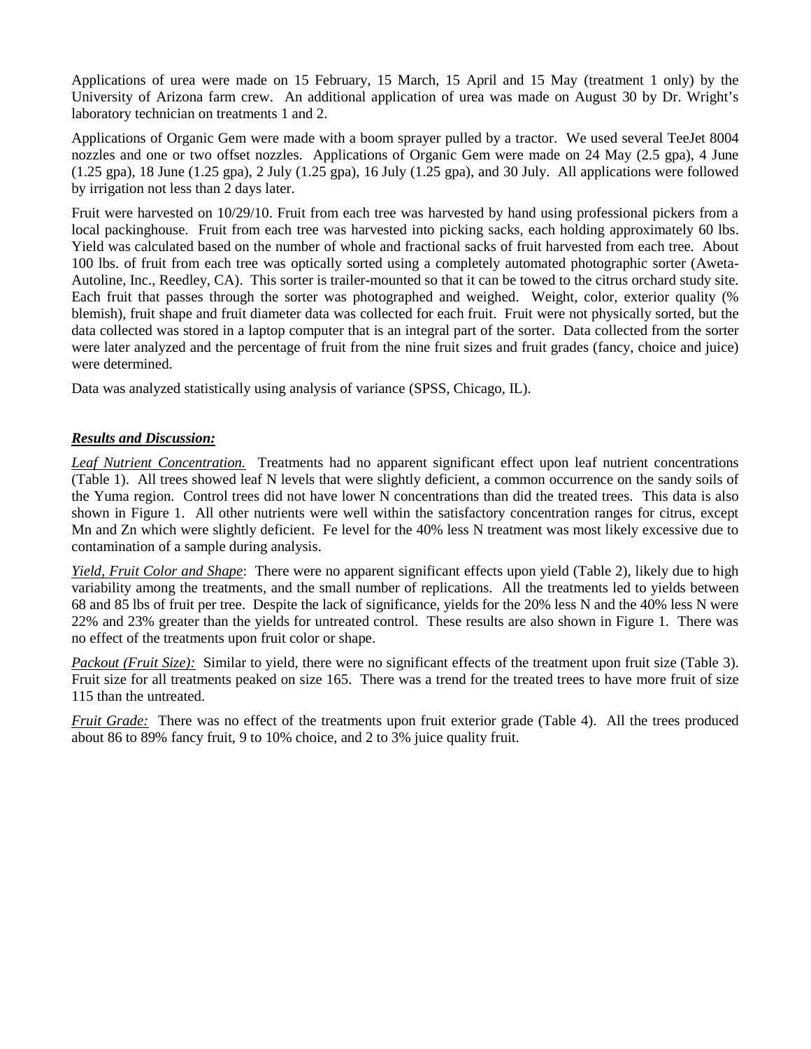Applications of urea were made on 15 February, 15 March, 15 April and 15 May (treatment 1 only) by the University of Arizona farm crew. An additional application of urea was made on August 30 by Dr. Wright's laboratory technician on treatments 1 and 2.

Applications of Organic Gem were made with a boom sprayer pulled by a tractor. We used several TeeJet 8004 nozzles and one or two offset nozzles. Applications of Organic Gem were made on 24 May (2.5 gpa), 4 June (1.25 gpa), 18 June (1.25 gpa), 2 July (1.25 gpa), 16 July (1.25 gpa), and 30 July. All applications were followed by irrigation not less than 2 days later.

Fruit were harvested on 10/29/10. Fruit from each tree was harvested by hand using professional pickers from a local packinghouse. Fruit from each tree was harvested into picking sacks, each holding approximately 60 lbs. Yield was calculated based on the number of whole and fractional sacks of fruit harvested from each tree. About 100 lbs. of fruit from each tree was optically sorted using a completely automated photographic sorter (Aweta-Autoline, Inc., Reedley, CA). This sorter is trailer-mounted so that it can be towed to the citrus orchard study site. Each fruit that passes through the sorter was photographed and weighed. Weight, color, exterior quality (% blemish), fruit shape and fruit diameter data was collected for each fruit. Fruit were not physically sorted, but the data collected was stored in a laptop computer that is an integral part of the sorter. Data collected from the sorter were later analyzed and the percentage of fruit from the nine fruit sizes and fruit grades (fancy, choice and juice) were determined.

Data was analyzed statistically using analysis of variance (SPSS, Chicago, IL).

## ***Results and Discussion:***

*Leaf Nutrient Concentration.* Treatments had no apparent significant effect upon leaf nutrient concentrations (Table 1). All trees showed leaf N levels that were slightly deficient, a common occurrence on the sandy soils of the Yuma region. Control trees did not have lower N concentrations than did the treated trees. This data is also shown in Figure 1. All other nutrients were well within the satisfactory concentration ranges for citrus, except Mn and Zn which were slightly deficient. Fe level for the 40% less N treatment was most likely excessive due to contamination of a sample during analysis.

*Yield, Fruit Color and Shape*: There were no apparent significant effects upon yield (Table 2), likely due to high variability among the treatments, and the small number of replications. All the treatments led to yields between 68 and 85 lbs of fruit per tree. Despite the lack of significance, yields for the 20% less N and the 40% less N were 22% and 23% greater than the yields for untreated control. These results are also shown in Figure 1. There was no effect of the treatments upon fruit color or shape.

*Packout (Fruit Size):* Similar to yield, there were no significant effects of the treatment upon fruit size (Table 3). Fruit size for all treatments peaked on size 165. There was a trend for the treated trees to have more fruit of size 115 than the untreated.

*Fruit Grade:* There was no effect of the treatments upon fruit exterior grade (Table 4). All the trees produced about 86 to 89% fancy fruit, 9 to 10% choice, and 2 to 3% juice quality fruit.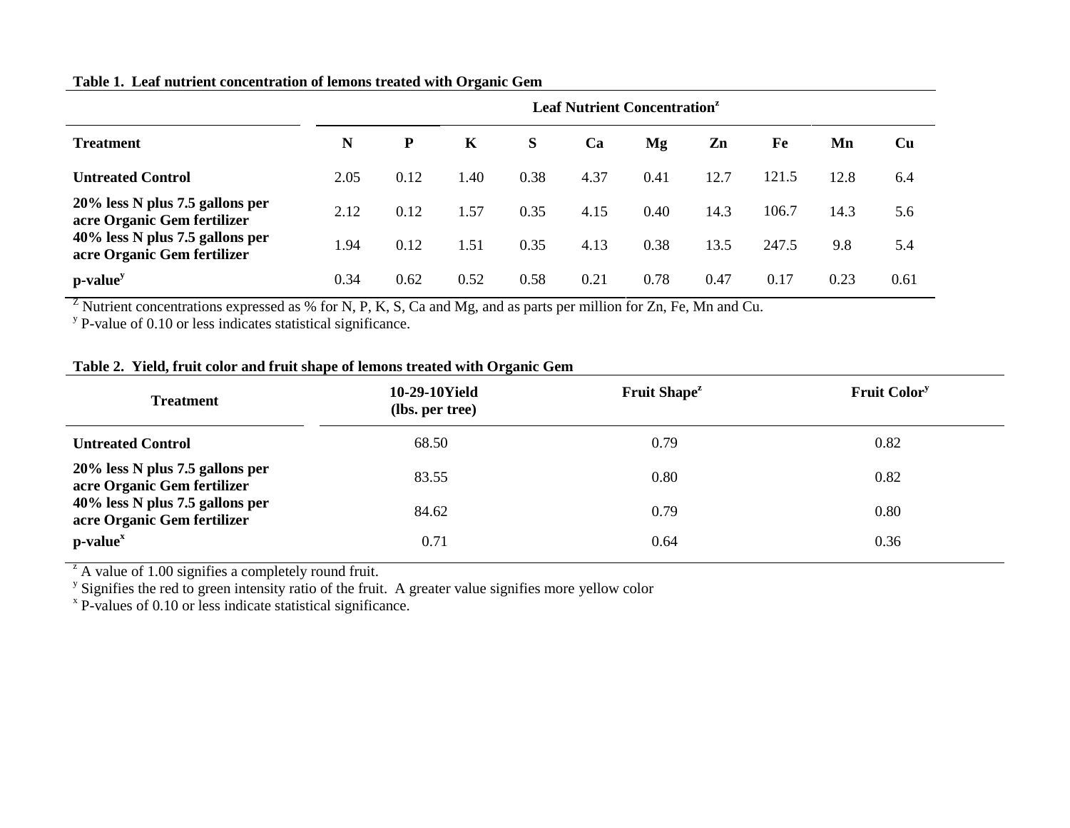**Table 1. Leaf nutrient concentration of lemons treated with Organic Gem**

| | Leaf Nutrient Concentration[z] | | | | | | | | | |
|---|---|---|---|---|---|---|---|---|---|---|
| **Treatment** | **N** | **P** | **K** | **S** | **Ca** | **Mg** | **Zn** | **Fe** | **Mn** | **Cu** |
| **Untreated Control** | 2.05 | 0.12 | 1.40 | 0.38 | 4.37 | 0.41 | 12.7 | 121.5 | 12.8 | 6.4 |
| **20% less N plus 7.5 gallons per acre Organic Gem fertilizer** | 2.12 | 0.12 | 1.57 | 0.35 | 4.15 | 0.40 | 14.3 | 106.7 | 14.3 | 5.6 |
| **40% less N plus 7.5 gallons per acre Organic Gem fertilizer** | 1.94 | 0.12 | 1.51 | 0.35 | 4.13 | 0.38 | 13.5 | 247.5 | 9.8 | 5.4 |
| **p-value[y]** | 0.34 | 0.62 | 0.52 | 0.58 | 0.21 | 0.78 | 0.47 | 0.17 | 0.23 | 0.61 |

[Z] Nutrient concentrations expressed as % for N, P, K, S, Ca and Mg, and as parts per million for Zn, Fe, Mn and Cu.
[y] P-value of 0.10 or less indicates statistical significance.

**Table 2. Yield, fruit color and fruit shape of lemons treated with Organic Gem**

| Treatment | 10-29-10Yield (lbs. per tree) | Fruit Shape[z] | Fruit Color[y] |
|---|---|---|---|
| **Untreated Control** | 68.50 | 0.79 | 0.82 |
| **20% less N plus 7.5 gallons per acre Organic Gem fertilizer** | 83.55 | 0.80 | 0.82 |
| **40% less N plus 7.5 gallons per acre Organic Gem fertilizer** | 84.62 | 0.79 | 0.80 |
| **p-value[x]** | 0.71 | 0.64 | 0.36 |

[z] A value of 1.00 signifies a completely round fruit.
[y] Signifies the red to green intensity ratio of the fruit. A greater value signifies more yellow color
[x] P-values of 0.10 or less indicate statistical significance.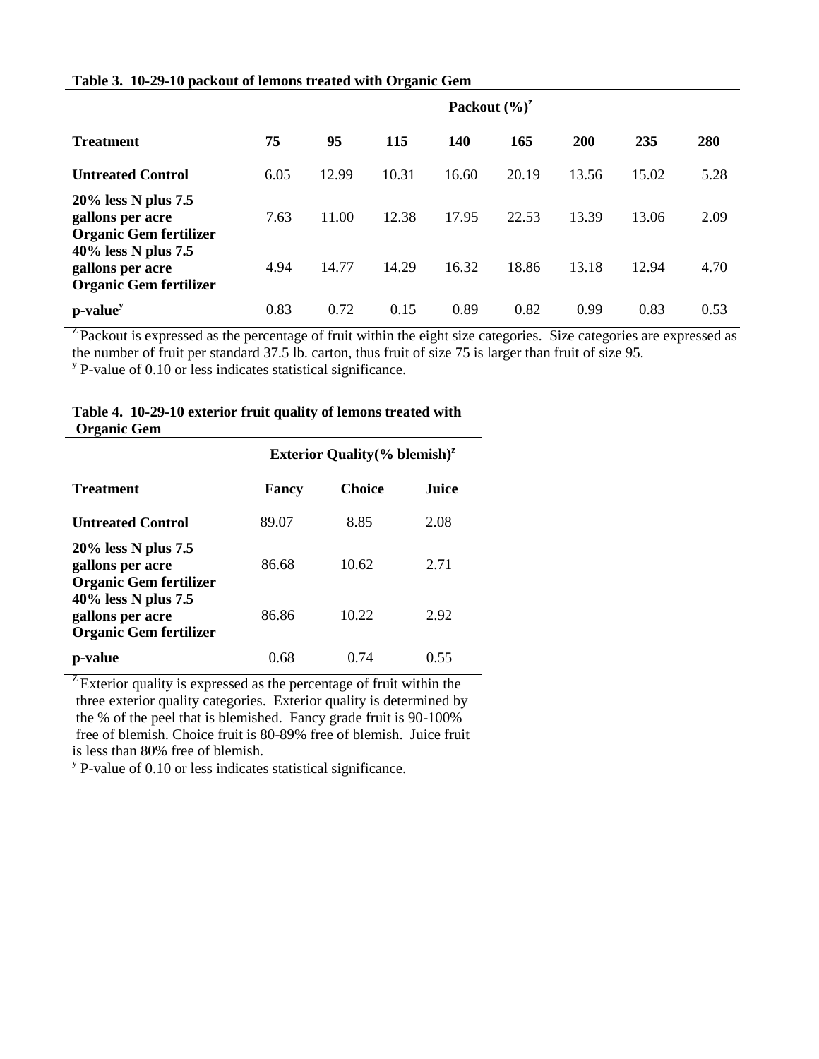**Table 3. 10-29-10 packout of lemons treated with Organic Gem**

| | Packout (%)[z] | | | | | | | |
|---|---|---|---|---|---|---|---|---|
| **Treatment** | **75** | **95** | **115** | **140** | **165** | **200** | **235** | **280** |
| **Untreated Control** | 6.05 | 12.99 | 10.31 | 16.60 | 20.19 | 13.56 | 15.02 | 5.28 |
| **20% less N plus 7.5 gallons per acre Organic Gem fertilizer** | 7.63 | 11.00 | 12.38 | 17.95 | 22.53 | 13.39 | 13.06 | 2.09 |
| **40% less N plus 7.5 gallons per acre Organic Gem fertilizer** | 4.94 | 14.77 | 14.29 | 16.32 | 18.86 | 13.18 | 12.94 | 4.70 |
| **p-value[y]** | 0.83 | 0.72 | 0.15 | 0.89 | 0.82 | 0.99 | 0.83 | 0.53 |

[Z] Packout is expressed as the percentage of fruit within the eight size categories. Size categories are expressed as the number of fruit per standard 37.5 lb. carton, thus fruit of size 75 is larger than fruit of size 95.
[y] P-value of 0.10 or less indicates statistical significance.

**Table 4. 10-29-10 exterior fruit quality of lemons treated with Organic Gem**

| | Exterior Quality(% blemish)[z] | | |
|---|---|---|---|
| **Treatment** | **Fancy** | **Choice** | **Juice** |
| **Untreated Control** | 89.07 | 8.85 | 2.08 |
| **20% less N plus 7.5 gallons per acre Organic Gem fertilizer** | 86.68 | 10.62 | 2.71 |
| **40% less N plus 7.5 gallons per acre Organic Gem fertilizer** | 86.86 | 10.22 | 2.92 |
| **p-value** | 0.68 | 0.74 | 0.55 |

[Z] Exterior quality is expressed as the percentage of fruit within the three exterior quality categories. Exterior quality is determined by the % of the peel that is blemished. Fancy grade fruit is 90-100% free of blemish. Choice fruit is 80-89% free of blemish. Juice fruit is less than 80% free of blemish.
[y] P-value of 0.10 or less indicates statistical significance.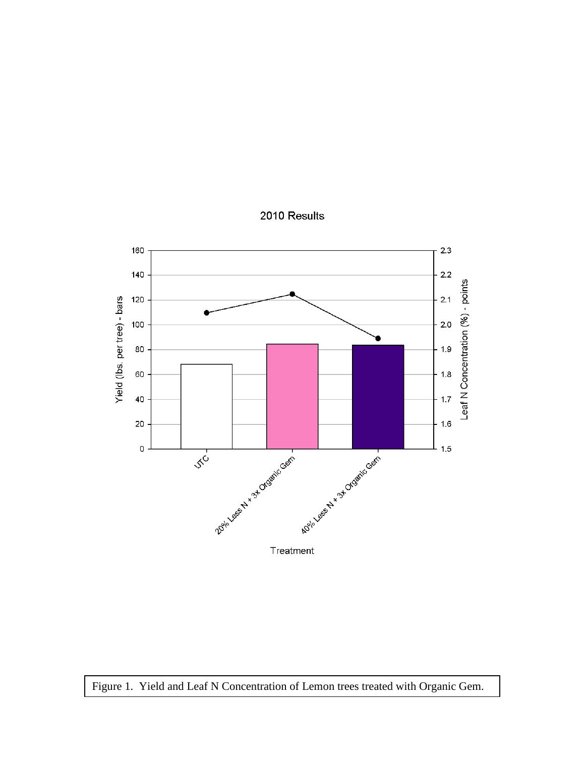2010 Results

Yield (lbs. per tree) - bars

0
20
40
60
80
100
120
140
160

Leaf N Concentration (%) - points

1.5
1.6
1.7
1.8
1.9
2.0
2.1
2.2
2.3

UTC
20% Less N + 3x Organic Gem
40% Less N + 3x Organic Gem

Treatment

Figure 1. Yield and Leaf N Concentration of Lemon trees treated with Organic Gem.